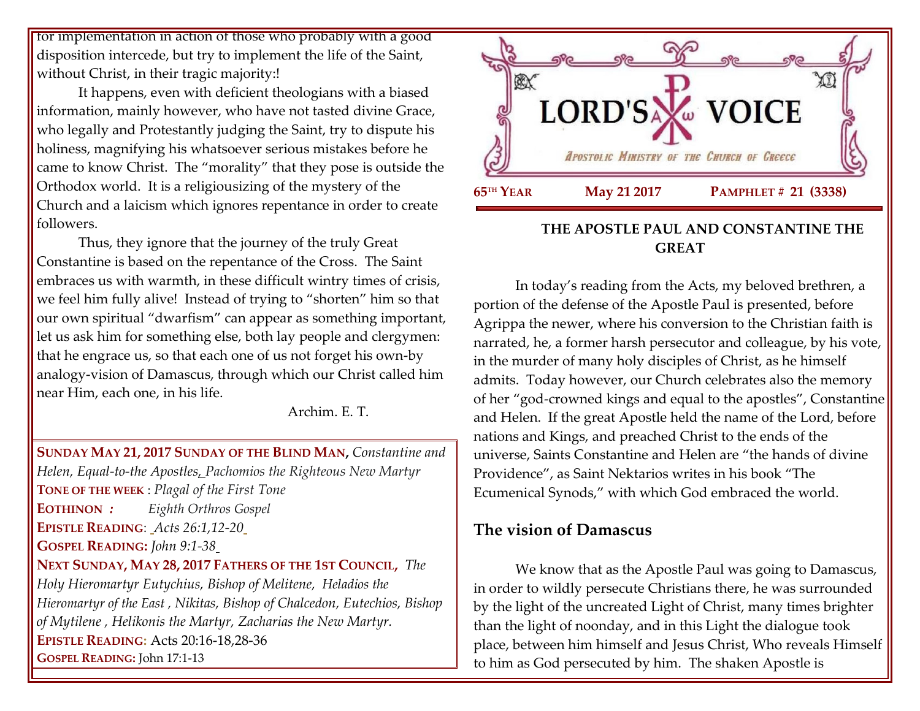for implementation in action of those who probably with a good disposition intercede, but try to implement the life of the Saint, without Christ, in their tragic majority:!

It happens, even with deficient theologians with a biased information, mainly however, who have not tasted divine Grace, who legally and Protestantly judging the Saint, try to dispute his holiness, magnifying his whatsoever serious mistakes before he came to know Christ. The "morality" that they pose is outside the Orthodox world. It is a religiousizing of the mystery of the Church and a laicism which ignores repentance in order to create followers.

Thus, they ignore that the journey of the truly Great Constantine is based on the repentance of the Cross. The Saint embraces us with warmth, in these difficult wintry times of crisis, we feel him fully alive! Instead of trying to "shorten" him so that our own spiritual "dwarfism" can appear as something important, let us ask him for something else, both lay people and clergymen: that he engrace us, so that each one of us not forget his own-by analogy-vision of Damascus, through which our Christ called him near Him, each one, in his life.

Archim. E. T.

**SUNDAY MAY 21, 2017 SUNDAY OF THE BLIND MAN,** *Constantine and Helen, Equal-to-the Apostles, Pachomios the Righteous New Martyr*
**TONE OF THE WEEK** : *Plagal of the First Tone*
**EOTHINON** *:* *Eighth Orthros Gospel*
**EPISTLE READING**: *Acts 26:1,12-20*
**GOSPEL READING:** *John 9:1-38*
**NEXT SUNDAY, MAY 28, 2017 FATHERS OF THE 1ST COUNCIL,** *The Holy Hieromartyr Eutychius, Bishop of Melitene, Heladios the Hieromartyr of the East , Nikitas, Bishop of Chalcedon, Eutechios, Bishop of Mytilene , Helikonis the Martyr, Zacharias the New Martyr.*
**EPISTLE READING:** Acts 20:16-18,28-36
**GOSPEL READING:** John 17:1-13

# LORD'S VOICE

*APOSTOLIC MINISTRY OF THE CHURCH OF GREECE*

**65TH YEAR** **May 21 2017** **PAMPHLET # 21 (3338)**

## THE APOSTLE PAUL AND CONSTANTINE THE GREAT

In today's reading from the Acts, my beloved brethren, a portion of the defense of the Apostle Paul is presented, before Agrippa the newer, where his conversion to the Christian faith is narrated, he, a former harsh persecutor and colleague, by his vote, in the murder of many holy disciples of Christ, as he himself admits. Today however, our Church celebrates also the memory of her "god-crowned kings and equal to the apostles", Constantine and Helen. If the great Apostle held the name of the Lord, before nations and Kings, and preached Christ to the ends of the universe, Saints Constantine and Helen are "the hands of divine Providence", as Saint Nektarios writes in his book "The Ecumenical Synods," with which God embraced the world.

### The vision of Damascus

We know that as the Apostle Paul was going to Damascus, in order to wildly persecute Christians there, he was surrounded by the light of the uncreated Light of Christ, many times brighter than the light of noonday, and in this Light the dialogue took place, between him himself and Jesus Christ, Who reveals Himself to him as God persecuted by him. The shaken Apostle is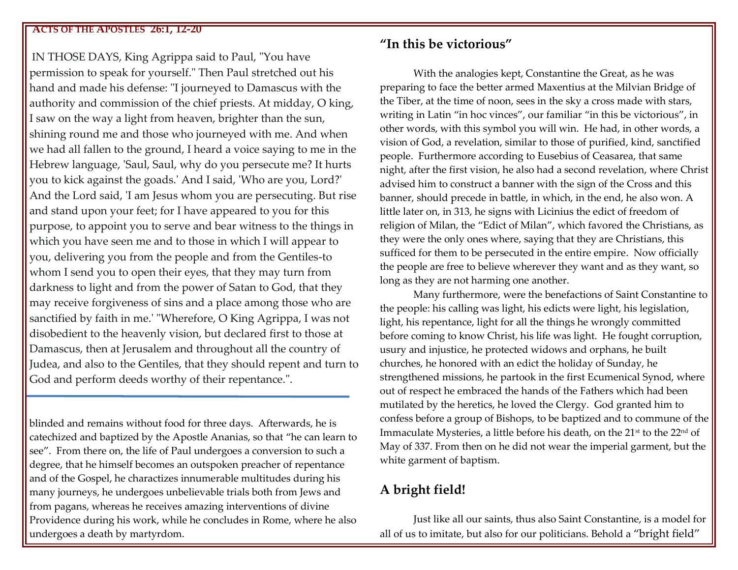**ACTS OF THE APOSTLES 26:1, 12-20**

IN THOSE DAYS, King Agrippa said to Paul, "You have permission to speak for yourself." Then Paul stretched out his hand and made his defense: "I journeyed to Damascus with the authority and commission of the chief priests. At midday, O king, I saw on the way a light from heaven, brighter than the sun, shining round me and those who journeyed with me. And when we had all fallen to the ground, I heard a voice saying to me in the Hebrew language, 'Saul, Saul, why do you persecute me? It hurts you to kick against the goads.' And I said, 'Who are you, Lord?' And the Lord said, 'I am Jesus whom you are persecuting. But rise and stand upon your feet; for I have appeared to you for this purpose, to appoint you to serve and bear witness to the things in which you have seen me and to those in which I will appear to you, delivering you from the people and from the Gentiles-to whom I send you to open their eyes, that they may turn from darkness to light and from the power of Satan to God, that they may receive forgiveness of sins and a place among those who are sanctified by faith in me.' "Wherefore, O King Agrippa, I was not disobedient to the heavenly vision, but declared first to those at Damascus, then at Jerusalem and throughout all the country of Judea, and also to the Gentiles, that they should repent and turn to God and perform deeds worthy of their repentance.".

---

blinded and remains without food for three days. Afterwards, he is catechized and baptized by the Apostle Ananias, so that "he can learn to see". From there on, the life of Paul undergoes a conversion to such a degree, that he himself becomes an outspoken preacher of repentance and of the Gospel, he charactizes innumerable multitudes during his many journeys, he undergoes unbelievable trials both from Jews and from pagans, whereas he receives amazing interventions of divine Providence during his work, while he concludes in Rome, where he also undergoes a death by martyrdom.

## "In this be victorious"

With the analogies kept, Constantine the Great, as he was preparing to face the better armed Maxentius at the Milvian Bridge of the Tiber, at the time of noon, sees in the sky a cross made with stars, writing in Latin "in hoc vinces", our familiar "in this be victorious", in other words, with this symbol you will win. He had, in other words, a vision of God, a revelation, similar to those of purified, kind, sanctified people. Furthermore according to Eusebius of Ceasarea, that same night, after the first vision, he also had a second revelation, where Christ advised him to construct a banner with the sign of the Cross and this banner, should precede in battle, in which, in the end, he also won. A little later on, in 313, he signs with Licinius the edict of freedom of religion of Milan, the "Edict of Milan", which favored the Christians, as they were the only ones where, saying that they are Christians, this sufficed for them to be persecuted in the entire empire. Now officially the people are free to believe wherever they want and as they want, so long as they are not harming one another.

Many furthermore, were the benefactions of Saint Constantine to the people: his calling was light, his edicts were light, his legislation, light, his repentance, light for all the things he wrongly committed before coming to know Christ, his life was light. He fought corruption, usury and injustice, he protected widows and orphans, he built churches, he honored with an edict the holiday of Sunday, he strengthened missions, he partook in the first Ecumenical Synod, where out of respect he embraced the hands of the Fathers which had been mutilated by the heretics, he loved the Clergy. God granted him to confess before a group of Bishops, to be baptized and to commune of the Immaculate Mysteries, a little before his death, on the 21st to the 22nd of May of 337. From then on he did not wear the imperial garment, but the white garment of baptism.

## A bright field!

Just like all our saints, thus also Saint Constantine, is a model for all of us to imitate, but also for our politicians. Behold a "bright field"